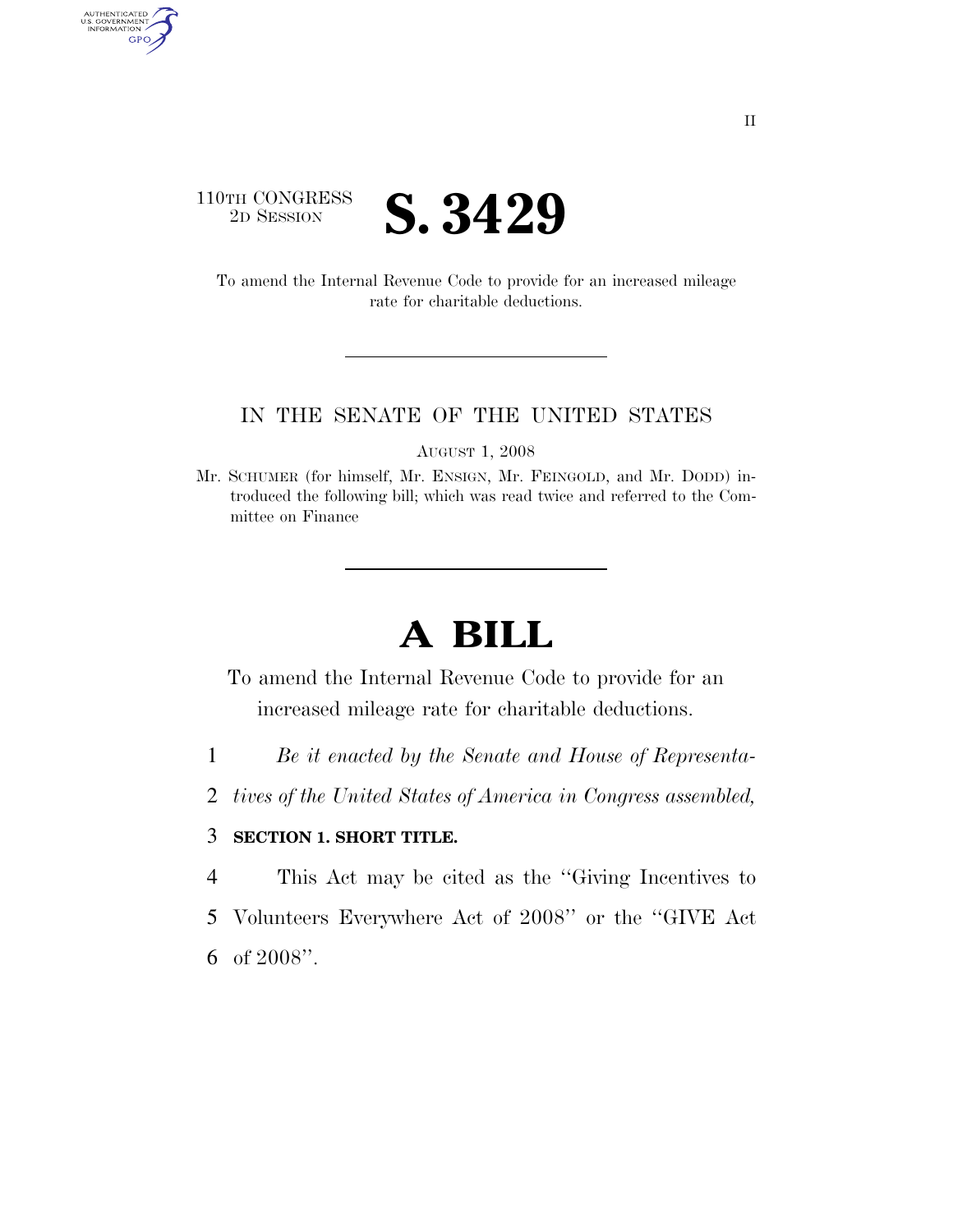110TH CONGRESS
2D SESSION

# S. 3429

To amend the Internal Revenue Code to provide for an increased mileage rate for charitable deductions.

IN THE SENATE OF THE UNITED STATES

AUGUST 1, 2008

Mr. SCHUMER (for himself, Mr. ENSIGN, Mr. FEINGOLD, and Mr. DODD) introduced the following bill; which was read twice and referred to the Committee on Finance

# A BILL

To amend the Internal Revenue Code to provide for an increased mileage rate for charitable deductions.

1 *Be it enacted by the Senate and House of Representa-*
2 *tives of the United States of America in Congress assembled,*

3 **SECTION 1. SHORT TITLE.**

4 This Act may be cited as the "Giving Incentives to
5 Volunteers Everywhere Act of 2008" or the "GIVE Act
6 of 2008".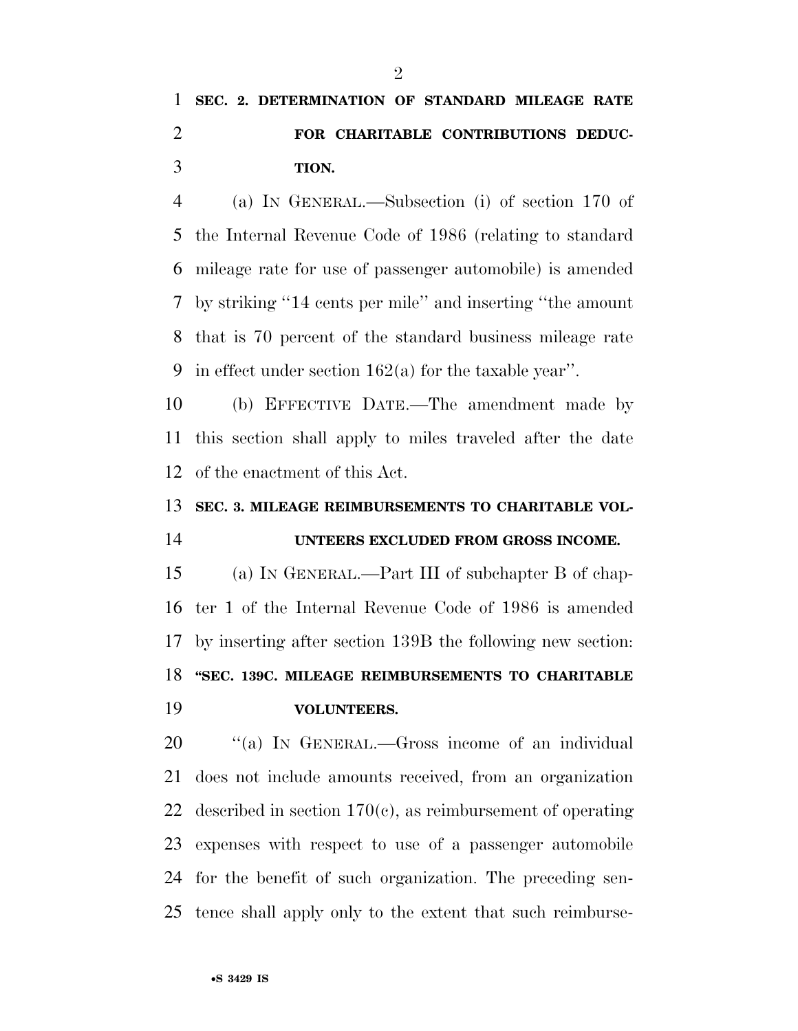**SEC. 2. DETERMINATION OF STANDARD MILEAGE RATE FOR CHARITABLE CONTRIBUTIONS DEDUCTION.**

(a) IN GENERAL.—Subsection (i) of section 170 of the Internal Revenue Code of 1986 (relating to standard mileage rate for use of passenger automobile) is amended by striking ''14 cents per mile'' and inserting ''the amount that is 70 percent of the standard business mileage rate in effect under section 162(a) for the taxable year''.

(b) EFFECTIVE DATE.—The amendment made by this section shall apply to miles traveled after the date of the enactment of this Act.

**SEC. 3. MILEAGE REIMBURSEMENTS TO CHARITABLE VOLUNTEERS EXCLUDED FROM GROSS INCOME.**

(a) IN GENERAL.—Part III of subchapter B of chapter 1 of the Internal Revenue Code of 1986 is amended by inserting after section 139B the following new section:

**''SEC. 139C. MILEAGE REIMBURSEMENTS TO CHARITABLE VOLUNTEERS.**

''(a) IN GENERAL.—Gross income of an individual does not include amounts received, from an organization described in section 170(c), as reimbursement of operating expenses with respect to use of a passenger automobile for the benefit of such organization. The preceding sentence shall apply only to the extent that such reimburse-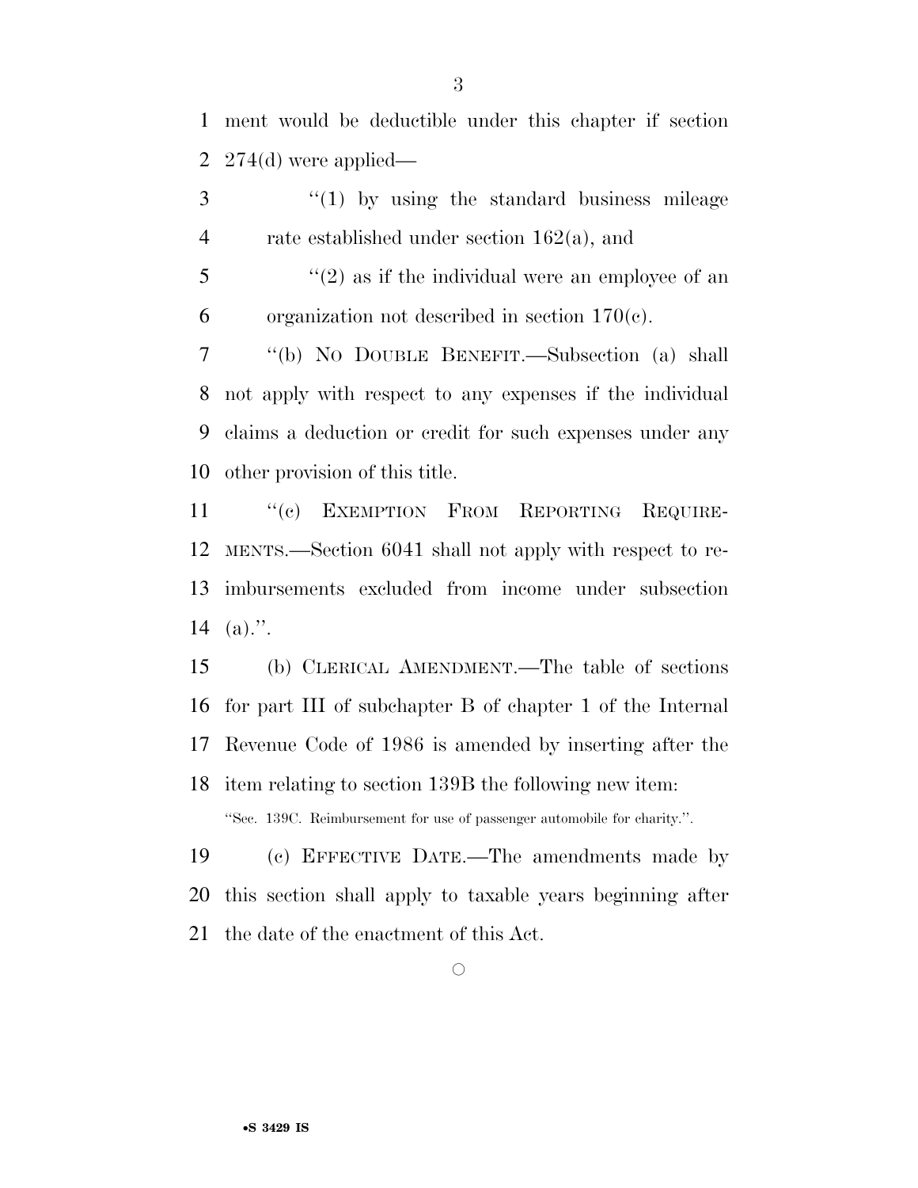ment would be deductible under this chapter if section 274(d) were applied—

"(1) by using the standard business mileage rate established under section 162(a), and

"(2) as if the individual were an employee of an organization not described in section 170(c).

"(b) NO DOUBLE BENEFIT.—Subsection (a) shall not apply with respect to any expenses if the individual claims a deduction or credit for such expenses under any other provision of this title.

"(c) EXEMPTION FROM REPORTING REQUIREMENTS.—Section 6041 shall not apply with respect to reimbursements excluded from income under subsection (a).".

(b) CLERICAL AMENDMENT.—The table of sections for part III of subchapter B of chapter 1 of the Internal Revenue Code of 1986 is amended by inserting after the item relating to section 139B the following new item:

"Sec. 139C. Reimbursement for use of passenger automobile for charity.".

(c) EFFECTIVE DATE.—The amendments made by this section shall apply to taxable years beginning after the date of the enactment of this Act.